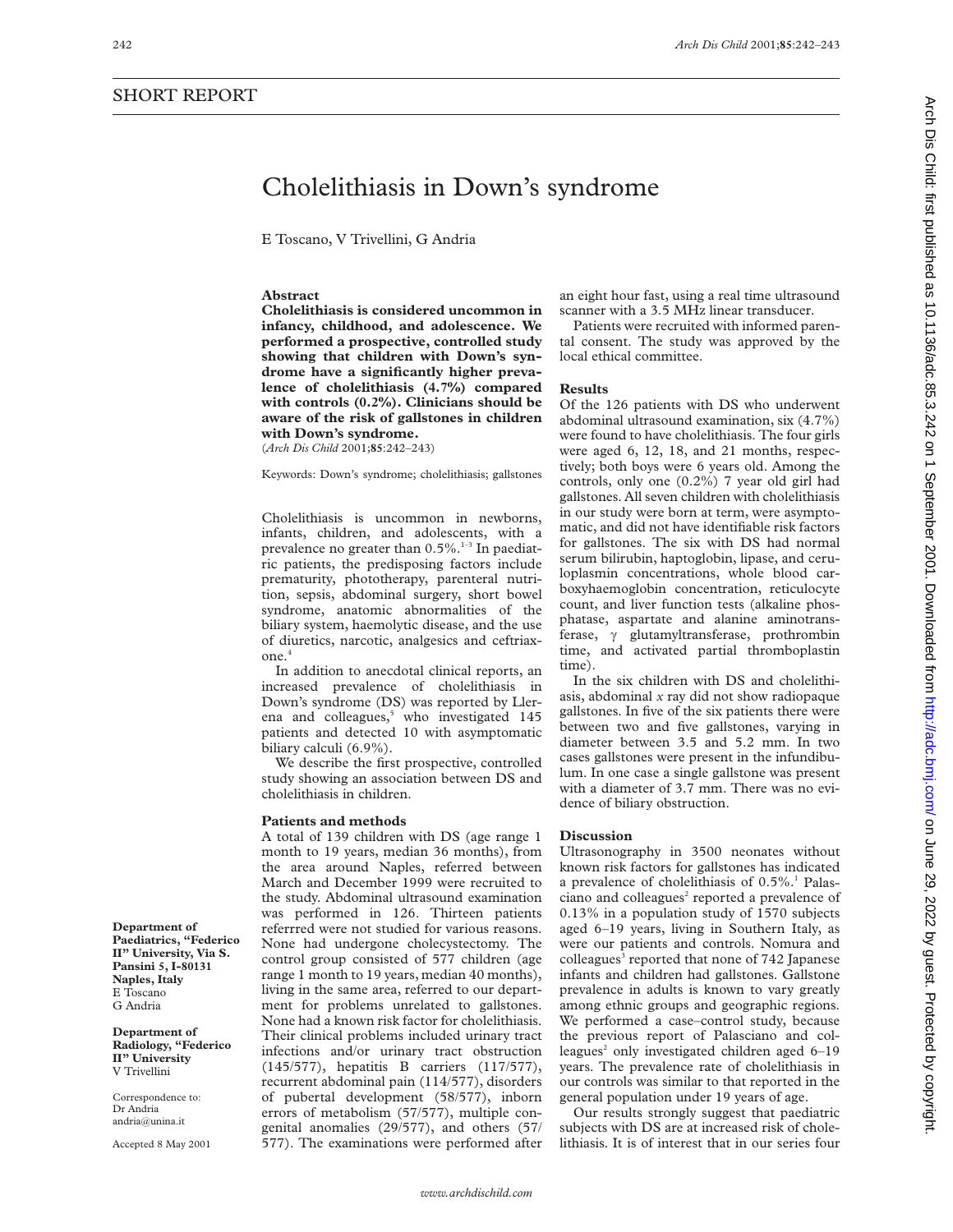SHORT REPORT

# Cholelithiasis in Down's syndrome

E Toscano, V Trivellini, G Andria

## Abstract

**Cholelithiasis is considered uncommon in infancy, childhood, and adolescence. We performed a prospective, controlled study showing that children with Down's syndrome have a significantly higher prevalence of cholelithiasis (4.7%) compared with controls (0.2%). Clinicians should be aware of the risk of gallstones in children with Down's syndrome.**

(*Arch Dis Child* 2001;**85**:242–243)

Keywords: Down's syndrome; cholelithiasis; gallstones

Cholelithiasis is uncommon in newborns, infants, children, and adolescents, with a prevalence no greater than 0.5%.[1–3] In paediatric patients, the predisposing factors include prematurity, phototherapy, parenteral nutrition, sepsis, abdominal surgery, short bowel syndrome, anatomic abnormalities of the biliary system, haemolytic disease, and the use of diuretics, narcotic, analgesics and ceftriaxone.[4]

In addition to anecdotal clinical reports, an increased prevalence of cholelithiasis in Down's syndrome (DS) was reported by Llerena and colleagues,[5] who investigated 145 patients and detected 10 with asymptomatic biliary calculi (6.9%).

We describe the first prospective, controlled study showing an association between DS and cholelithiasis in children.

## Patients and methods

A total of 139 children with DS (age range 1 month to 19 years, median 36 months), from the area around Naples, referred between March and December 1999 were recruited to the study. Abdominal ultrasound examination was performed in 126. Thirteen patients referrred were not studied for various reasons. None had undergone cholecystectomy. The control group consisted of 577 children (age range 1 month to 19 years, median 40 months), living in the same area, referred to our department for problems unrelated to gallstones. None had a known risk factor for cholelithiasis. Their clinical problems included urinary tract infections and/or urinary tract obstruction (145/577), hepatitis B carriers (117/577), recurrent abdominal pain (114/577), disorders of pubertal development (58/577), inborn errors of metabolism (57/577), multiple congenital anomalies (29/577), and others (57/577). The examinations were performed after an eight hour fast, using a real time ultrasound scanner with a 3.5 MHz linear transducer.

Patients were recruited with informed parental consent. The study was approved by the local ethical committee.

## Results

Of the 126 patients with DS who underwent abdominal ultrasound examination, six (4.7%) were found to have cholelithiasis. The four girls were aged 6, 12, 18, and 21 months, respectively; both boys were 6 years old. Among the controls, only one (0.2%) 7 year old girl had gallstones. All seven children with cholelithiasis in our study were born at term, were asymptomatic, and did not have identifiable risk factors for gallstones. The six with DS had normal serum bilirubin, haptoglobin, lipase, and ceruloplasmin concentrations, whole blood carboxyhaemoglobin concentration, reticulocyte count, and liver function tests (alkaline phosphatase, aspartate and alanine aminotransferase, γ glutamyltransferase, prothrombin time, and activated partial thromboplastin time).

In the six children with DS and cholelithiasis, abdominal *x* ray did not show radiopaque gallstones. In five of the six patients there were between two and five gallstones, varying in diameter between 3.5 and 5.2 mm. In two cases gallstones were present in the infundibulum. In one case a single gallstone was present with a diameter of 3.7 mm. There was no evidence of biliary obstruction.

## Discussion

Ultrasonography in 3500 neonates without known risk factors for gallstones has indicated a prevalence of cholelithiasis of 0.5%.[1] Palasciano and colleagues[2] reported a prevalence of 0.13% in a population study of 1570 subjects aged 6–19 years, living in Southern Italy, as were our patients and controls. Nomura and colleagues[3] reported that none of 742 Japanese infants and children had gallstones. Gallstone prevalence in adults is known to vary greatly among ethnic groups and geographic regions. We performed a case–control study, because the previous report of Palasciano and colleagues[2] only investigated children aged 6–19 years. The prevalence rate of cholelithiasis in our controls was similar to that reported in the general population under 19 years of age.

Our results strongly suggest that paediatric subjects with DS are at increased risk of cholelithiasis. It is of interest that in our series four

Department of Paediatrics, "Federico II" University, Via S. Pansini 5, I-80131 Naples, Italy
E Toscano
G Andria

Department of Radiology, "Federico II" University
V Trivellini

Correspondence to: Dr Andria
andria@unina.it

Accepted 8 May 2001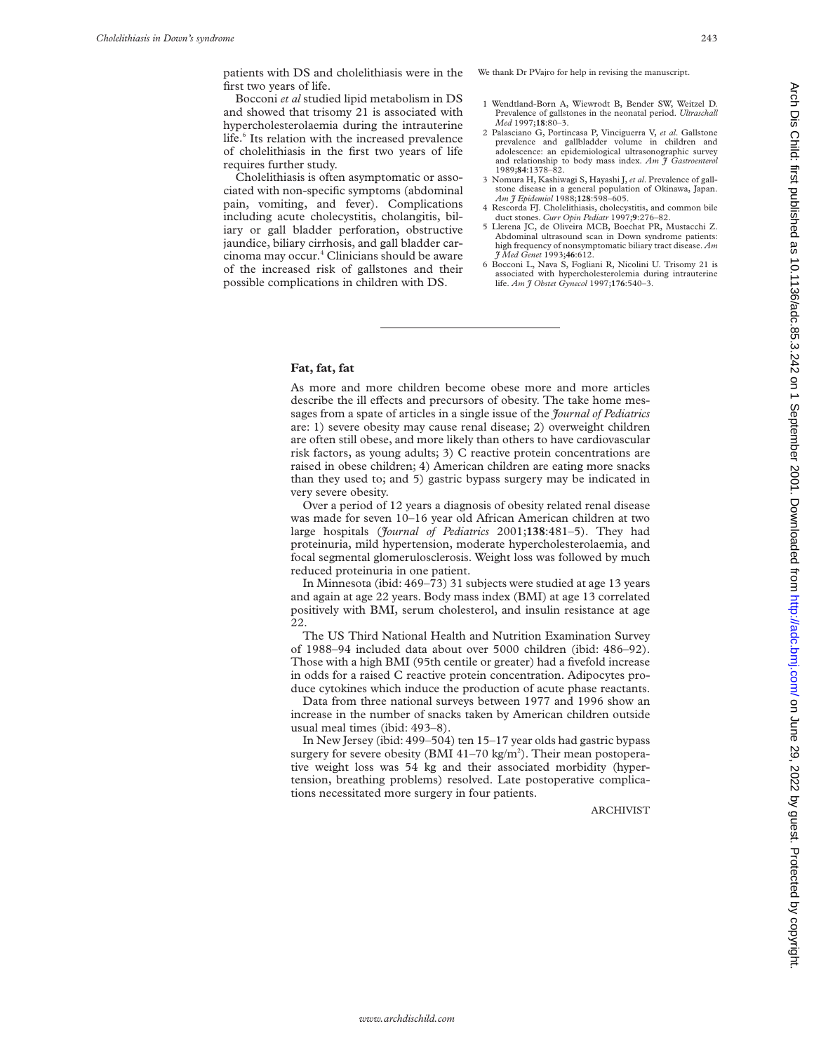patients with DS and cholelithiasis were in the first two years of life.

Bocconi *et al* studied lipid metabolism in DS and showed that trisomy 21 is associated with hypercholesterolaemia during the intrauterine life.[6] Its relation with the increased prevalence of cholelithiasis in the first two years of life requires further study.

Cholelithiasis is often asymptomatic or associated with non-specific symptoms (abdominal pain, vomiting, and fever). Complications including acute cholecystitis, cholangitis, biliary or gall bladder perforation, obstructive jaundice, biliary cirrhosis, and gall bladder carcinoma may occur.[4] Clinicians should be aware of the increased risk of gallstones and their possible complications in children with DS.

We thank Dr PVajro for help in revising the manuscript.

1 Wendtland-Born A, Wiewrodt B, Bender SW, Weitzel D. Prevalence of gallstones in the neonatal period. *Ultraschall Med* 1997;**18**:80–3.
2 Palasciano G, Portincasa P, Vinciguerra V, *et al*. Gallstone prevalence and gallbladder volume in children and adolescence: an epidemiological ultrasonographic survey and relationship to body mass index. *Am J Gastroenterol* 1989;**84**:1378–82.
3 Nomura H, Kashiwagi S, Hayashi J, *et al*. Prevalence of gallstone disease in a general population of Okinawa, Japan. *Am J Epidemiol* 1988;**128**:598–605.
4 Rescorda FJ. Cholelithiasis, cholecystitis, and common bile duct stones. *Curr Opin Pediatr* 1997;**9**:276–82.
5 Llerena JC, de Oliveira MCB, Boechat PR, Mustacchi Z. Abdominal ultrasound scan in Down syndrome patients: high frequency of nonsymptomatic biliary tract disease. *Am J Med Genet* 1993;**46**:612.
6 Bocconi L, Nava S, Fogliani R, Nicolini U. Trisomy 21 is associated with hypercholesterolemia during intrauterine life. *Am J Obstet Gynecol* 1997;**176**:540–3.

## Fat, fat, fat

As more and more children become obese more and more articles describe the ill effects and precursors of obesity. The take home messages from a spate of articles in a single issue of the *Journal of Pediatrics* are: 1) severe obesity may cause renal disease; 2) overweight children are often still obese, and more likely than others to have cardiovascular risk factors, as young adults; 3) C reactive protein concentrations are raised in obese children; 4) American children are eating more snacks than they used to; and 5) gastric bypass surgery may be indicated in very severe obesity.

Over a period of 12 years a diagnosis of obesity related renal disease was made for seven 10–16 year old African American children at two large hospitals (*Journal of Pediatrics* 2001;**138**:481–5). They had proteinuria, mild hypertension, moderate hypercholesterolaemia, and focal segmental glomerulosclerosis. Weight loss was followed by much reduced proteinuria in one patient.

In Minnesota (ibid: 469–73) 31 subjects were studied at age 13 years and again at age 22 years. Body mass index (BMI) at age 13 correlated positively with BMI, serum cholesterol, and insulin resistance at age 22.

The US Third National Health and Nutrition Examination Survey of 1988–94 included data about over 5000 children (ibid: 486–92). Those with a high BMI (95th centile or greater) had a fivefold increase in odds for a raised C reactive protein concentration. Adipocytes produce cytokines which induce the production of acute phase reactants.

Data from three national surveys between 1977 and 1996 show an increase in the number of snacks taken by American children outside usual meal times (ibid: 493–8).

In New Jersey (ibid: 499–504) ten 15–17 year olds had gastric bypass surgery for severe obesity (BMI 41–70 kg/m$^2$). Their mean postoperative weight loss was 54 kg and their associated morbidity (hypertension, breathing problems) resolved. Late postoperative complications necessitated more surgery in four patients.

ARCHIVIST